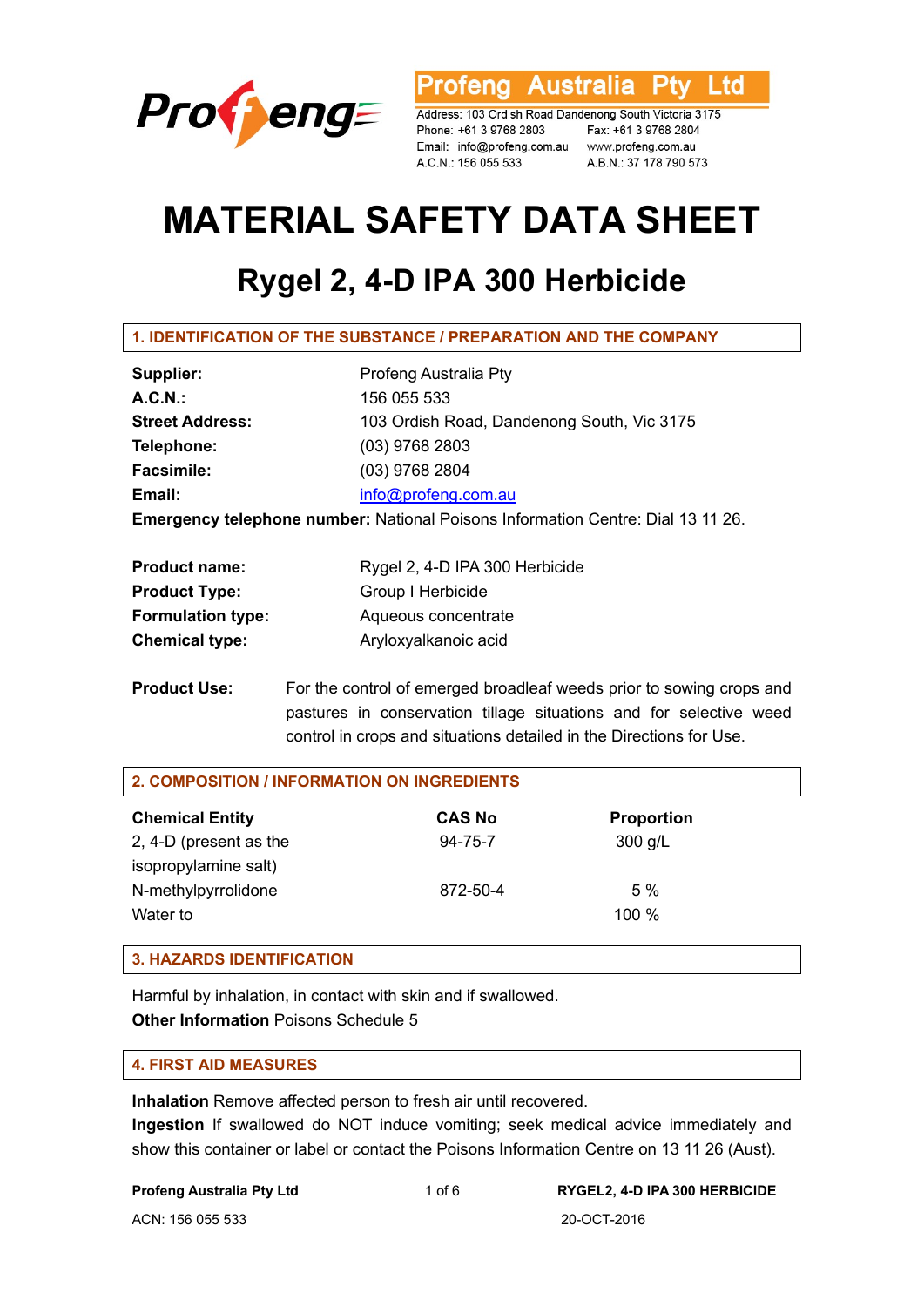Profeng Australia Pty Ltd

Address: 103 Ordish Road Dandenong South Victoria 3175
Phone: +61 3 9768 2803 Fax: +61 3 9768 2804
Email: info@profeng.com.au www.profeng.com.au
A.C.N.: 156 055 533 A.B.N.: 37 178 790 573

# MATERIAL SAFETY DATA SHEET

## Rygel 2, 4-D IPA 300 Herbicide

### 1. IDENTIFICATION OF THE SUBSTANCE / PREPARATION AND THE COMPANY

**Supplier:** Profeng Australia Pty
**A.C.N.:** 156 055 533
**Street Address:** 103 Ordish Road, Dandenong South, Vic 3175
**Telephone:** (03) 9768 2803
**Facsimile:** (03) 9768 2804
**Email:** info@profeng.com.au
**Emergency telephone number:** National Poisons Information Centre: Dial 13 11 26.

**Product name:** Rygel 2, 4-D IPA 300 Herbicide
**Product Type:** Group I Herbicide
**Formulation type:** Aqueous concentrate
**Chemical type:** Aryloxyalkanoic acid

**Product Use:** For the control of emerged broadleaf weeds prior to sowing crops and pastures in conservation tillage situations and for selective weed control in crops and situations detailed in the Directions for Use.

### 2. COMPOSITION / INFORMATION ON INGREDIENTS

| Chemical Entity | CAS No | Proportion |
|---|---|---|
| 2, 4-D (present as the isopropylamine salt) | 94-75-7 | 300 g/L |
| N-methylpyrrolidone | 872-50-4 | 5 % |
| Water to | | 100 % |

### 3. HAZARDS IDENTIFICATION

Harmful by inhalation, in contact with skin and if swallowed.
**Other Information** Poisons Schedule 5

### 4. FIRST AID MEASURES

**Inhalation** Remove affected person to fresh air until recovered.
**Ingestion** If swallowed do NOT induce vomiting; seek medical advice immediately and show this container or label or contact the Poisons Information Centre on 13 11 26 (Aust).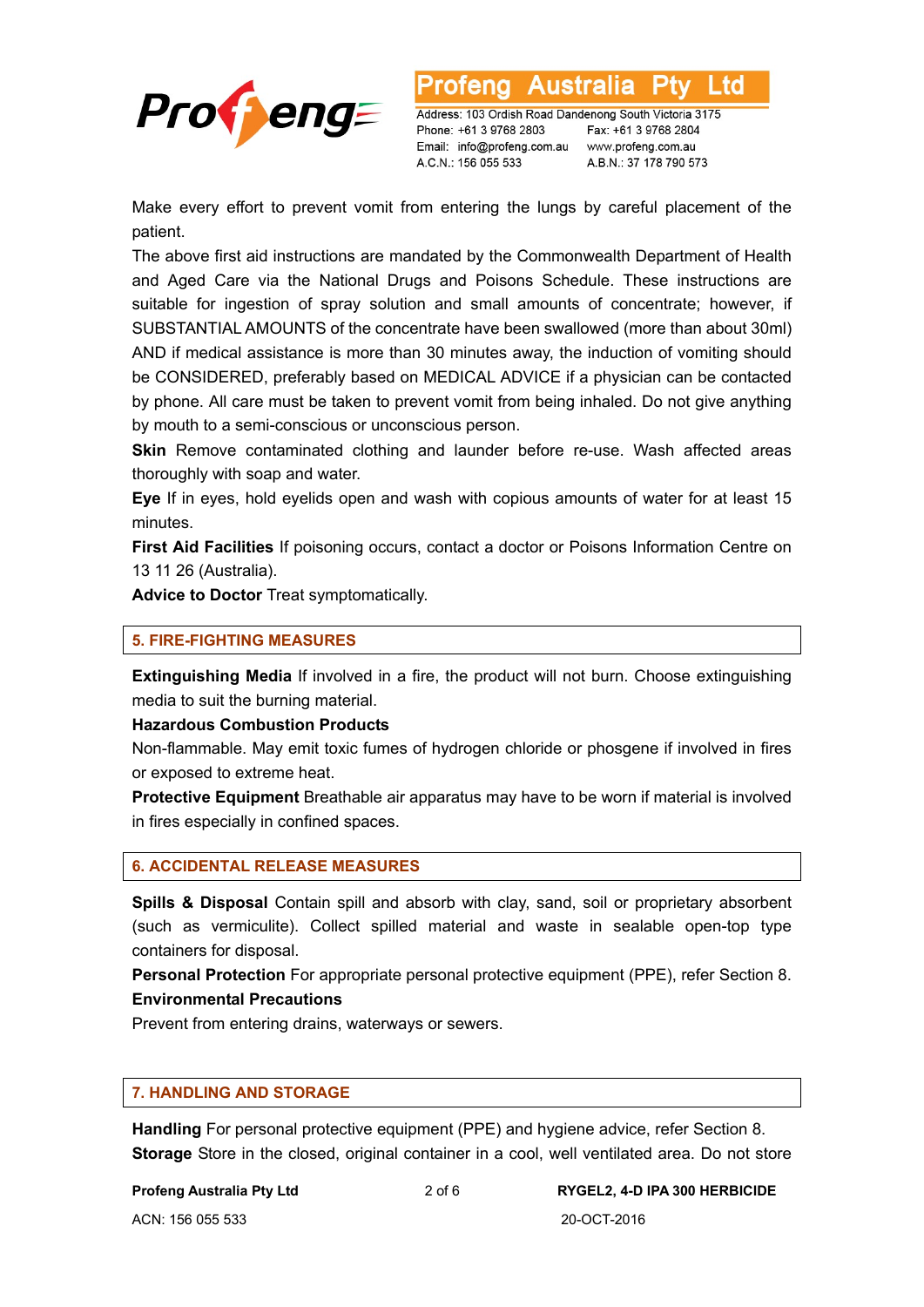Make every effort to prevent vomit from entering the lungs by careful placement of the patient.

The above first aid instructions are mandated by the Commonwealth Department of Health and Aged Care via the National Drugs and Poisons Schedule. These instructions are suitable for ingestion of spray solution and small amounts of concentrate; however, if SUBSTANTIAL AMOUNTS of the concentrate have been swallowed (more than about 30ml) AND if medical assistance is more than 30 minutes away, the induction of vomiting should be CONSIDERED, preferably based on MEDICAL ADVICE if a physician can be contacted by phone. All care must be taken to prevent vomit from being inhaled. Do not give anything by mouth to a semi-conscious or unconscious person.

**Skin** Remove contaminated clothing and launder before re-use. Wash affected areas thoroughly with soap and water.

**Eye** If in eyes, hold eyelids open and wash with copious amounts of water for at least 15 minutes.

**First Aid Facilities** If poisoning occurs, contact a doctor or Poisons Information Centre on 13 11 26 (Australia).

**Advice to Doctor** Treat symptomatically.

## 5. FIRE-FIGHTING MEASURES

**Extinguishing Media** If involved in a fire, the product will not burn. Choose extinguishing media to suit the burning material.

**Hazardous Combustion Products**

Non-flammable. May emit toxic fumes of hydrogen chloride or phosgene if involved in fires or exposed to extreme heat.

**Protective Equipment** Breathable air apparatus may have to be worn if material is involved in fires especially in confined spaces.

## 6. ACCIDENTAL RELEASE MEASURES

**Spills & Disposal** Contain spill and absorb with clay, sand, soil or proprietary absorbent (such as vermiculite). Collect spilled material and waste in sealable open-top type containers for disposal.

**Personal Protection** For appropriate personal protective equipment (PPE), refer Section 8.

**Environmental Precautions**

Prevent from entering drains, waterways or sewers.

## 7. HANDLING AND STORAGE

**Handling** For personal protective equipment (PPE) and hygiene advice, refer Section 8.

**Storage** Store in the closed, original container in a cool, well ventilated area. Do not store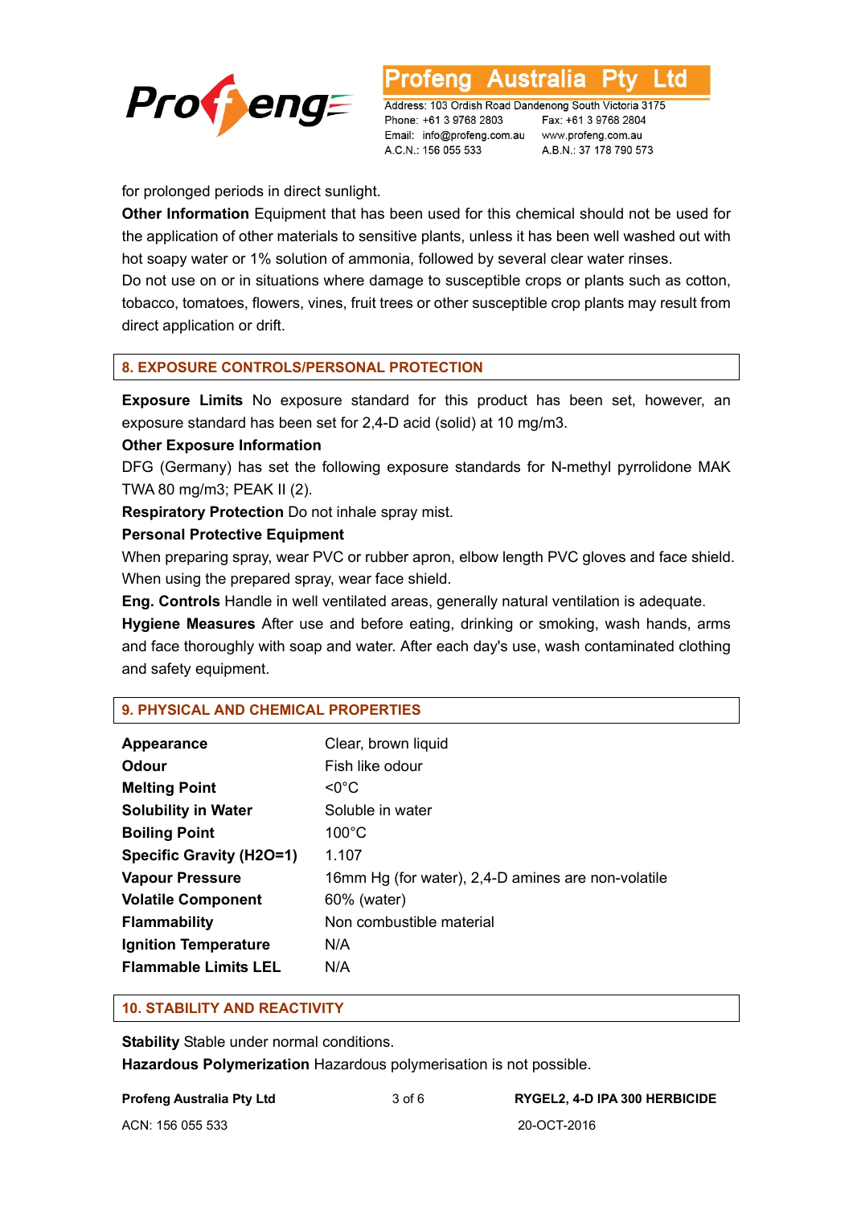for prolonged periods in direct sunlight.

**Other Information** Equipment that has been used for this chemical should not be used for the application of other materials to sensitive plants, unless it has been well washed out with hot soapy water or 1% solution of ammonia, followed by several clear water rinses.

Do not use on or in situations where damage to susceptible crops or plants such as cotton, tobacco, tomatoes, flowers, vines, fruit trees or other susceptible crop plants may result from direct application or drift.

## 8. EXPOSURE CONTROLS/PERSONAL PROTECTION

**Exposure Limits** No exposure standard for this product has been set, however, an exposure standard has been set for 2,4-D acid (solid) at 10 mg/m3.

**Other Exposure Information**

DFG (Germany) has set the following exposure standards for N-methyl pyrrolidone MAK TWA 80 mg/m3; PEAK II (2).

**Respiratory Protection** Do not inhale spray mist.

**Personal Protective Equipment**

When preparing spray, wear PVC or rubber apron, elbow length PVC gloves and face shield. When using the prepared spray, wear face shield.

**Eng. Controls** Handle in well ventilated areas, generally natural ventilation is adequate.

**Hygiene Measures** After use and before eating, drinking or smoking, wash hands, arms and face thoroughly with soap and water. After each day's use, wash contaminated clothing and safety equipment.

## 9. PHYSICAL AND CHEMICAL PROPERTIES

| | |
|---|---|
| **Appearance** | Clear, brown liquid |
| **Odour** | Fish like odour |
| **Melting Point** | <0°C |
| **Solubility in Water** | Soluble in water |
| **Boiling Point** | 100°C |
| **Specific Gravity (H2O=1)** | 1.107 |
| **Vapour Pressure** | 16mm Hg (for water), 2,4-D amines are non-volatile |
| **Volatile Component** | 60% (water) |
| **Flammability** | Non combustible material |
| **Ignition Temperature** | N/A |
| **Flammable Limits LEL** | N/A |

## 10. STABILITY AND REACTIVITY

**Stability** Stable under normal conditions.

**Hazardous Polymerization** Hazardous polymerisation is not possible.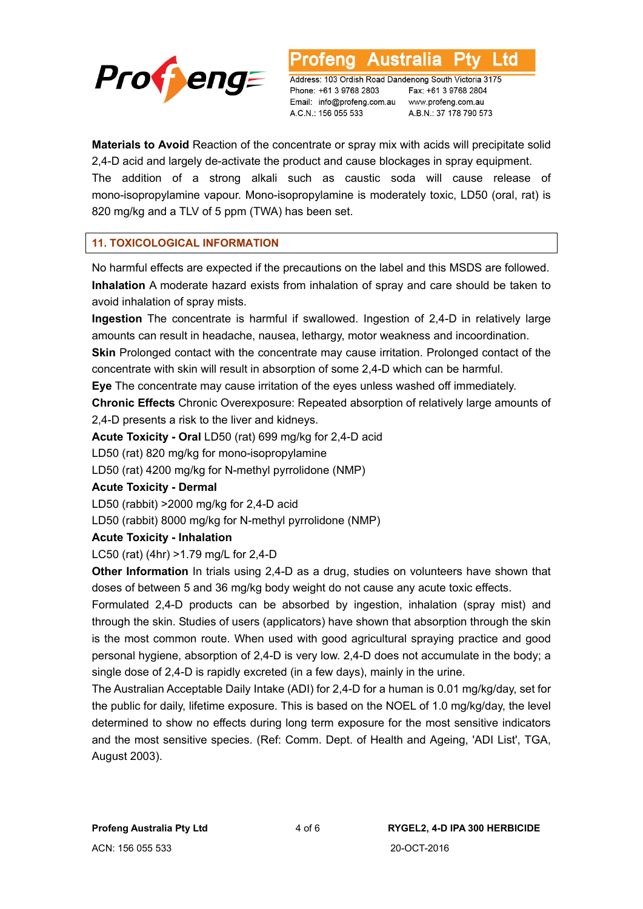**Materials to Avoid** Reaction of the concentrate or spray mix with acids will precipitate solid 2,4-D acid and largely de-activate the product and cause blockages in spray equipment. The addition of a strong alkali such as caustic soda will cause release of mono-isopropylamine vapour. Mono-isopropylamine is moderately toxic, LD50 (oral, rat) is 820 mg/kg and a TLV of 5 ppm (TWA) has been set.

## 11. TOXICOLOGICAL INFORMATION

No harmful effects are expected if the precautions on the label and this MSDS are followed.

**Inhalation** A moderate hazard exists from inhalation of spray and care should be taken to avoid inhalation of spray mists.

**Ingestion** The concentrate is harmful if swallowed. Ingestion of 2,4-D in relatively large amounts can result in headache, nausea, lethargy, motor weakness and incoordination.

**Skin** Prolonged contact with the concentrate may cause irritation. Prolonged contact of the concentrate with skin will result in absorption of some 2,4-D which can be harmful.

**Eye** The concentrate may cause irritation of the eyes unless washed off immediately.

**Chronic Effects** Chronic Overexposure: Repeated absorption of relatively large amounts of 2,4-D presents a risk to the liver and kidneys.

**Acute Toxicity - Oral** LD50 (rat) 699 mg/kg for 2,4-D acid

LD50 (rat) 820 mg/kg for mono-isopropylamine

LD50 (rat) 4200 mg/kg for N-methyl pyrrolidone (NMP)

**Acute Toxicity - Dermal**

LD50 (rabbit) >2000 mg/kg for 2,4-D acid

LD50 (rabbit) 8000 mg/kg for N-methyl pyrrolidone (NMP)

**Acute Toxicity - Inhalation**

LC50 (rat) (4hr) >1.79 mg/L for 2,4-D

**Other Information** In trials using 2,4-D as a drug, studies on volunteers have shown that doses of between 5 and 36 mg/kg body weight do not cause any acute toxic effects.

Formulated 2,4-D products can be absorbed by ingestion, inhalation (spray mist) and through the skin. Studies of users (applicators) have shown that absorption through the skin is the most common route. When used with good agricultural spraying practice and good personal hygiene, absorption of 2,4-D is very low. 2,4-D does not accumulate in the body; a single dose of 2,4-D is rapidly excreted (in a few days), mainly in the urine.

The Australian Acceptable Daily Intake (ADI) for 2,4-D for a human is 0.01 mg/kg/day, set for the public for daily, lifetime exposure. This is based on the NOEL of 1.0 mg/kg/day, the level determined to show no effects during long term exposure for the most sensitive indicators and the most sensitive species. (Ref: Comm. Dept. of Health and Ageing, 'ADI List', TGA, August 2003).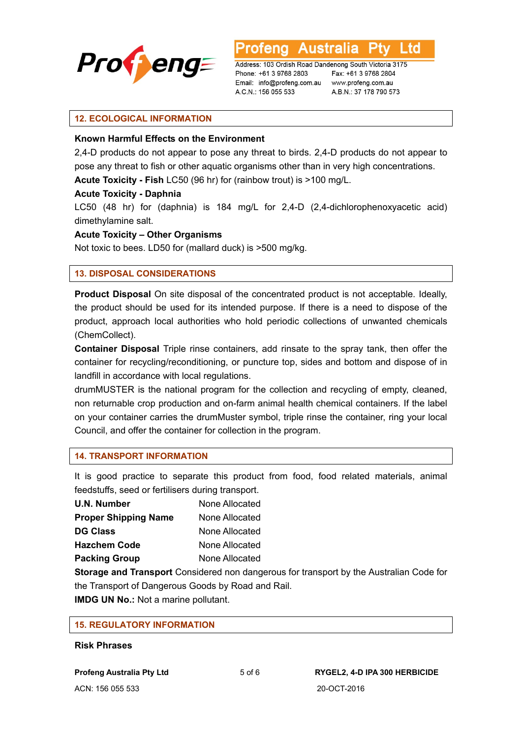## 12. ECOLOGICAL INFORMATION

**Known Harmful Effects on the Environment**

2,4-D products do not appear to pose any threat to birds. 2,4-D products do not appear to pose any threat to fish or other aquatic organisms other than in very high concentrations.

**Acute Toxicity - Fish** LC50 (96 hr) for (rainbow trout) is >100 mg/L.

**Acute Toxicity - Daphnia**

LC50 (48 hr) for (daphnia) is 184 mg/L for 2,4-D (2,4-dichlorophenoxyacetic acid) dimethylamine salt.

**Acute Toxicity – Other Organisms**

Not toxic to bees. LD50 for (mallard duck) is >500 mg/kg.

## 13. DISPOSAL CONSIDERATIONS

**Product Disposal** On site disposal of the concentrated product is not acceptable. Ideally, the product should be used for its intended purpose. If there is a need to dispose of the product, approach local authorities who hold periodic collections of unwanted chemicals (ChemCollect).

**Container Disposal** Triple rinse containers, add rinsate to the spray tank, then offer the container for recycling/reconditioning, or puncture top, sides and bottom and dispose of in landfill in accordance with local regulations.

drumMUSTER is the national program for the collection and recycling of empty, cleaned, non returnable crop production and on-farm animal health chemical containers. If the label on your container carries the drumMuster symbol, triple rinse the container, ring your local Council, and offer the container for collection in the program.

## 14. TRANSPORT INFORMATION

It is good practice to separate this product from food, food related materials, animal feedstuffs, seed or fertilisers during transport.

| | |
|---|---|
| **U.N. Number** | None Allocated |
| **Proper Shipping Name** | None Allocated |
| **DG Class** | None Allocated |
| **Hazchem Code** | None Allocated |
| **Packing Group** | None Allocated |

**Storage and Transport** Considered non dangerous for transport by the Australian Code for the Transport of Dangerous Goods by Road and Rail.

**IMDG UN No.:** Not a marine pollutant.

## 15. REGULATORY INFORMATION

**Risk Phrases**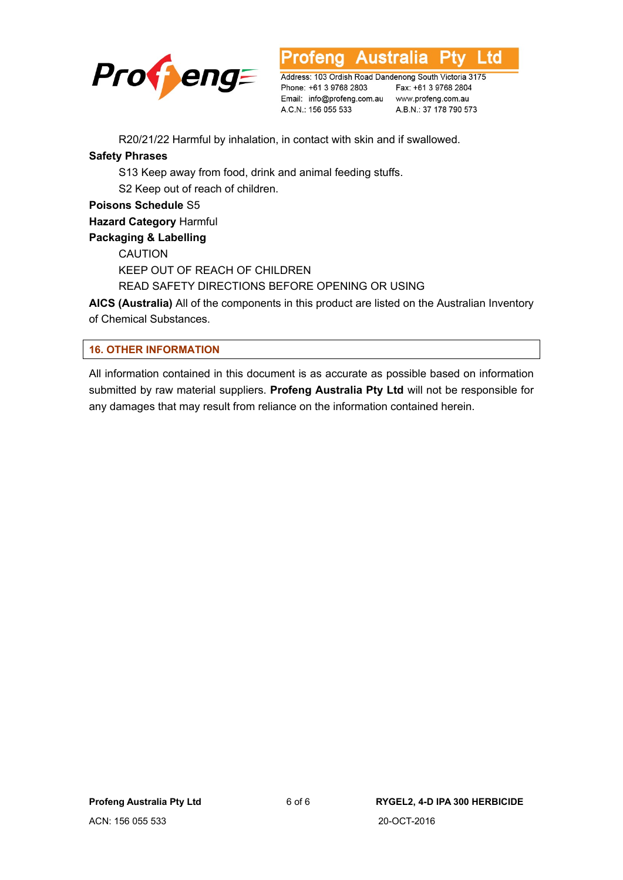R20/21/22 Harmful by inhalation, in contact with skin and if swallowed.

**Safety Phrases**

S13 Keep away from food, drink and animal feeding stuffs.

S2 Keep out of reach of children.

**Poisons Schedule** S5

**Hazard Category** Harmful

**Packaging & Labelling**

CAUTION

KEEP OUT OF REACH OF CHILDREN

READ SAFETY DIRECTIONS BEFORE OPENING OR USING

**AICS (Australia)** All of the components in this product are listed on the Australian Inventory of Chemical Substances.

## 16. OTHER INFORMATION

All information contained in this document is as accurate as possible based on information submitted by raw material suppliers. **Profeng Australia Pty Ltd** will not be responsible for any damages that may result from reliance on the information contained herein.